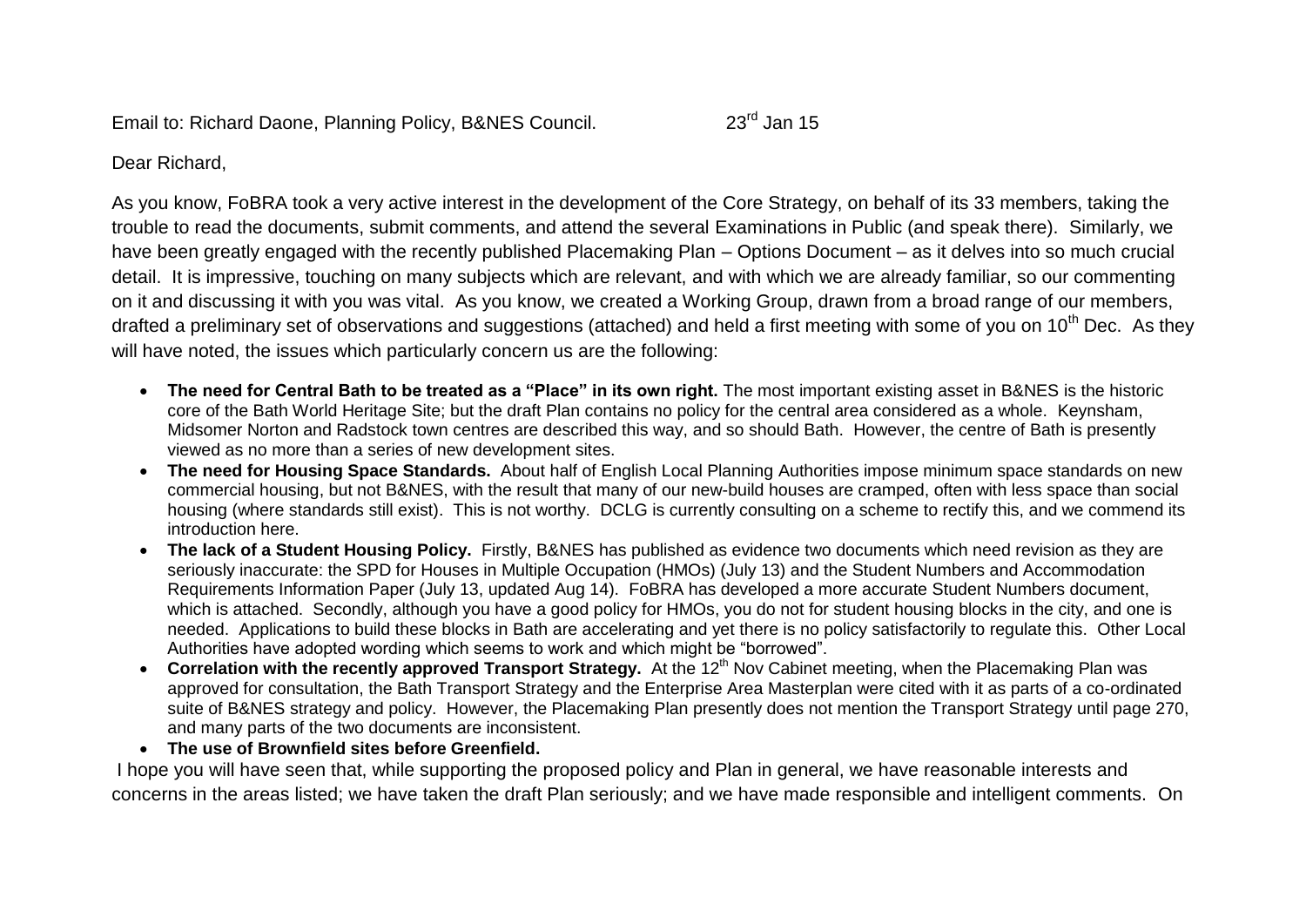Email to: Richard Daone, Planning Policy, B&NES Council. 23rd Jan 15

Dear Richard,

As you know, FoBRA took a very active interest in the development of the Core Strategy, on behalf of its 33 members, taking the trouble to read the documents, submit comments, and attend the several Examinations in Public (and speak there). Similarly, we have been greatly engaged with the recently published Placemaking Plan – Options Document – as it delves into so much crucial detail. It is impressive, touching on many subjects which are relevant, and with which we are already familiar, so our commenting on it and discussing it with you was vital. As you know, we created a Working Group, drawn from a broad range of our members, drafted a preliminary set of observations and suggestions (attached) and held a first meeting with some of you on 10th Dec. As they will have noted, the issues which particularly concern us are the following:

- **The need for Central Bath to be treated as a "Place" in its own right.** The most important existing asset in B&NES is the historic core of the Bath World Heritage Site; but the draft Plan contains no policy for the central area considered as a whole. Keynsham, Midsomer Norton and Radstock town centres are described this way, and so should Bath. However, the centre of Bath is presently viewed as no more than a series of new development sites.
- **The need for Housing Space Standards.** About half of English Local Planning Authorities impose minimum space standards on new commercial housing, but not B&NES, with the result that many of our new-build houses are cramped, often with less space than social housing (where standards still exist). This is not worthy. DCLG is currently consulting on a scheme to rectify this, and we commend its introduction here.
- **The lack of a Student Housing Policy.** Firstly, B&NES has published as evidence two documents which need revision as they are seriously inaccurate: the SPD for Houses in Multiple Occupation (HMOs) (July 13) and the Student Numbers and Accommodation Requirements Information Paper (July 13, updated Aug 14). FoBRA has developed a more accurate Student Numbers document, which is attached. Secondly, although you have a good policy for HMOs, you do not for student housing blocks in the city, and one is needed. Applications to build these blocks in Bath are accelerating and yet there is no policy satisfactorily to regulate this. Other Local Authorities have adopted wording which seems to work and which might be "borrowed".
- **Correlation with the recently approved Transport Strategy.** At the 12th Nov Cabinet meeting, when the Placemaking Plan was approved for consultation, the Bath Transport Strategy and the Enterprise Area Masterplan were cited with it as parts of a co-ordinated suite of B&NES strategy and policy. However, the Placemaking Plan presently does not mention the Transport Strategy until page 270, and many parts of the two documents are inconsistent.
- **The use of Brownfield sites before Greenfield.**

I hope you will have seen that, while supporting the proposed policy and Plan in general, we have reasonable interests and concerns in the areas listed; we have taken the draft Plan seriously; and we have made responsible and intelligent comments. On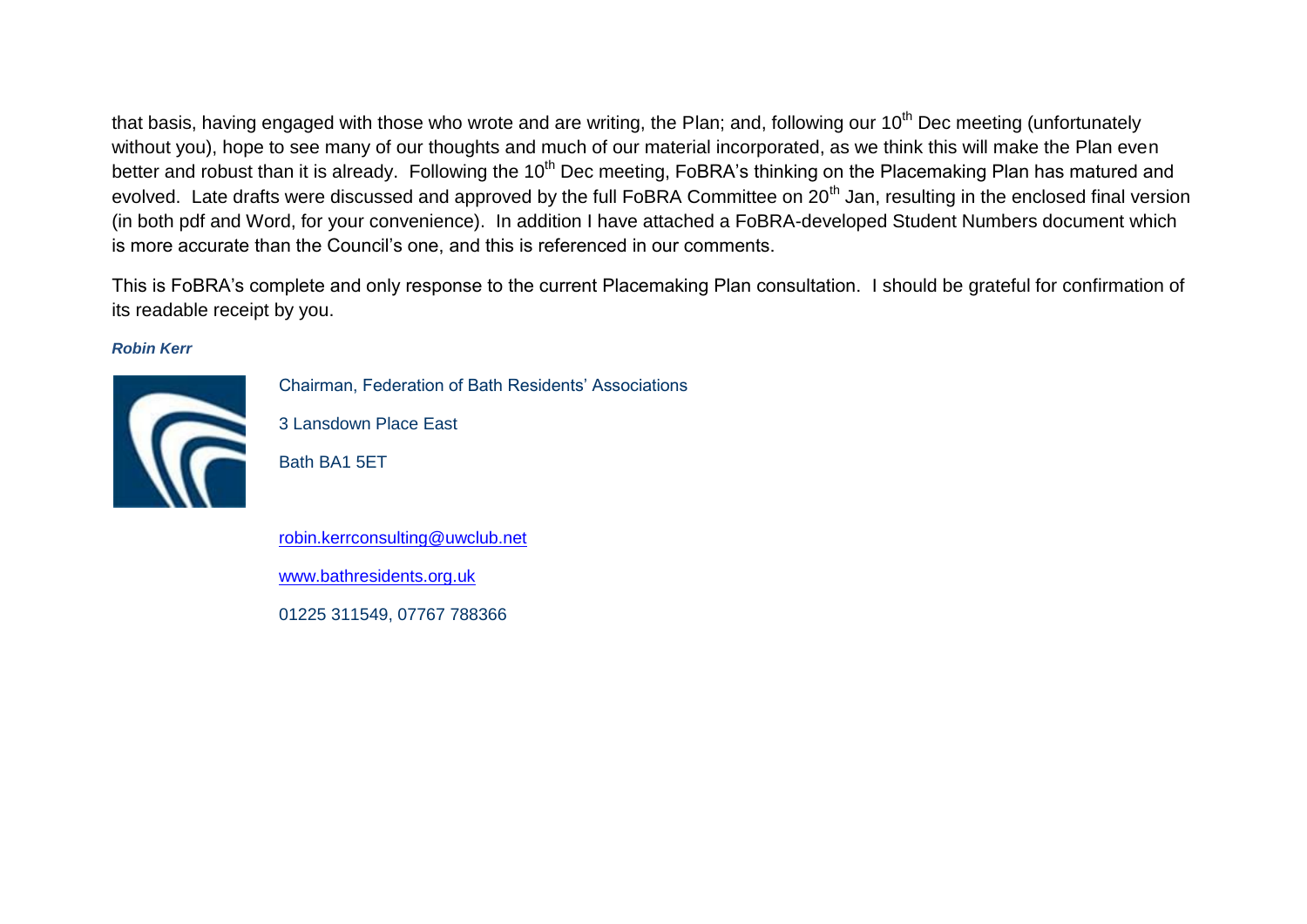that basis, having engaged with those who wrote and are writing, the Plan; and, following our 10th Dec meeting (unfortunately without you), hope to see many of our thoughts and much of our material incorporated, as we think this will make the Plan even better and robust than it is already. Following the 10th Dec meeting, FoBRA's thinking on the Placemaking Plan has matured and evolved. Late drafts were discussed and approved by the full FoBRA Committee on 20th Jan, resulting in the enclosed final version (in both pdf and Word, for your convenience). In addition I have attached a FoBRA-developed Student Numbers document which is more accurate than the Council's one, and this is referenced in our comments.

This is FoBRA's complete and only response to the current Placemaking Plan consultation. I should be grateful for confirmation of its readable receipt by you.

***Robin Kerr***

Chairman, Federation of Bath Residents' Associations

3 Lansdown Place East

Bath BA1 5ET

robin.kerrconsulting@uwclub.net

www.bathresidents.org.uk

01225 311549, 07767 788366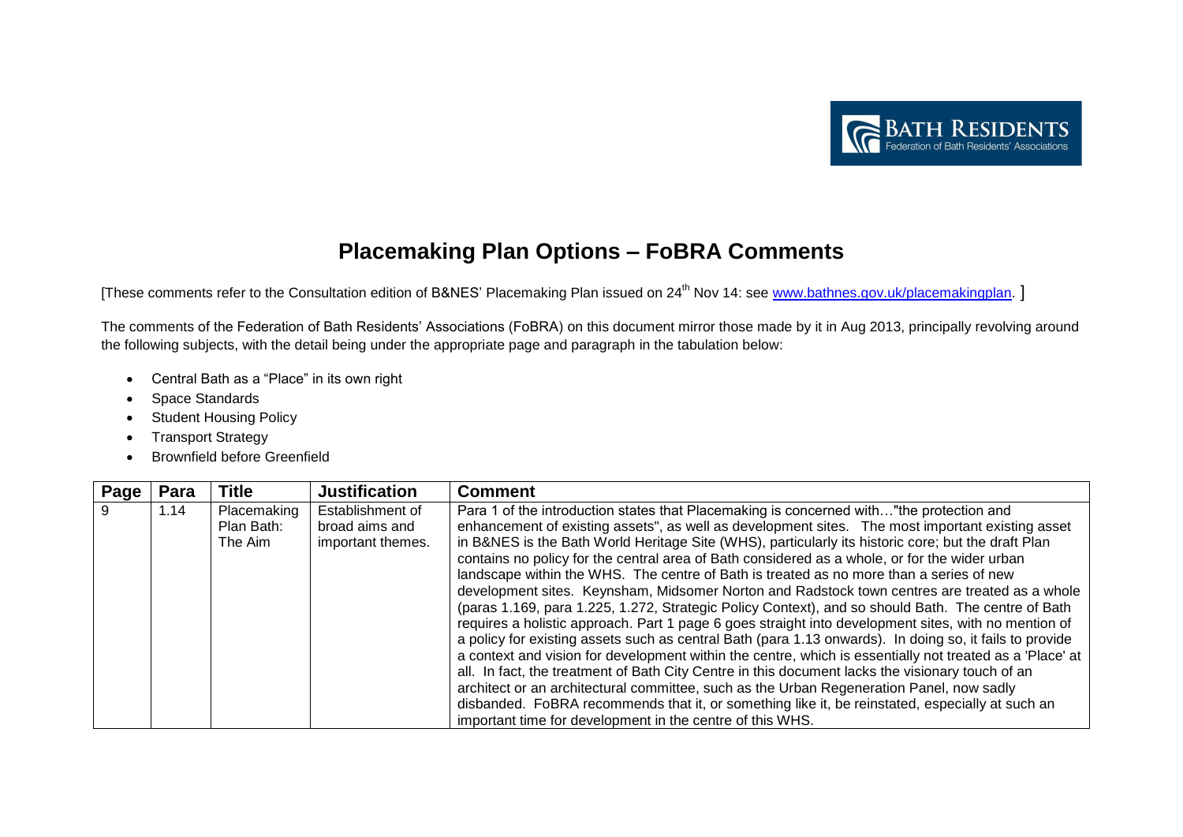# Placemaking Plan Options – FoBRA Comments

[These comments refer to the Consultation edition of B&NES' Placemaking Plan issued on 24th Nov 14: see www.bathnes.gov.uk/placemakingplan. ]

The comments of the Federation of Bath Residents' Associations (FoBRA) on this document mirror those made by it in Aug 2013, principally revolving around the following subjects, with the detail being under the appropriate page and paragraph in the tabulation below:

- Central Bath as a "Place" in its own right
- Space Standards
- Student Housing Policy
- Transport Strategy
- Brownfield before Greenfield

| Page | Para | Title | Justification | Comment |
|---|---|---|---|---|
| 9 | 1.14 | Placemaking Plan Bath: The Aim | Establishment of broad aims and important themes. | Para 1 of the introduction states that Placemaking is concerned with…"the protection and enhancement of existing assets", as well as development sites. The most important existing asset in B&NES is the Bath World Heritage Site (WHS), particularly its historic core; but the draft Plan contains no policy for the central area of Bath considered as a whole, or for the wider urban landscape within the WHS. The centre of Bath is treated as no more than a series of new development sites. Keynsham, Midsomer Norton and Radstock town centres are treated as a whole (paras 1.169, para 1.225, 1.272, Strategic Policy Context), and so should Bath. The centre of Bath requires a holistic approach. Part 1 page 6 goes straight into development sites, with no mention of a policy for existing assets such as central Bath (para 1.13 onwards). In doing so, it fails to provide a context and vision for development within the centre, which is essentially not treated as a 'Place' at all. In fact, the treatment of Bath City Centre in this document lacks the visionary touch of an architect or an architectural committee, such as the Urban Regeneration Panel, now sadly disbanded. FoBRA recommends that it, or something like it, be reinstated, especially at such an important time for development in the centre of this WHS. |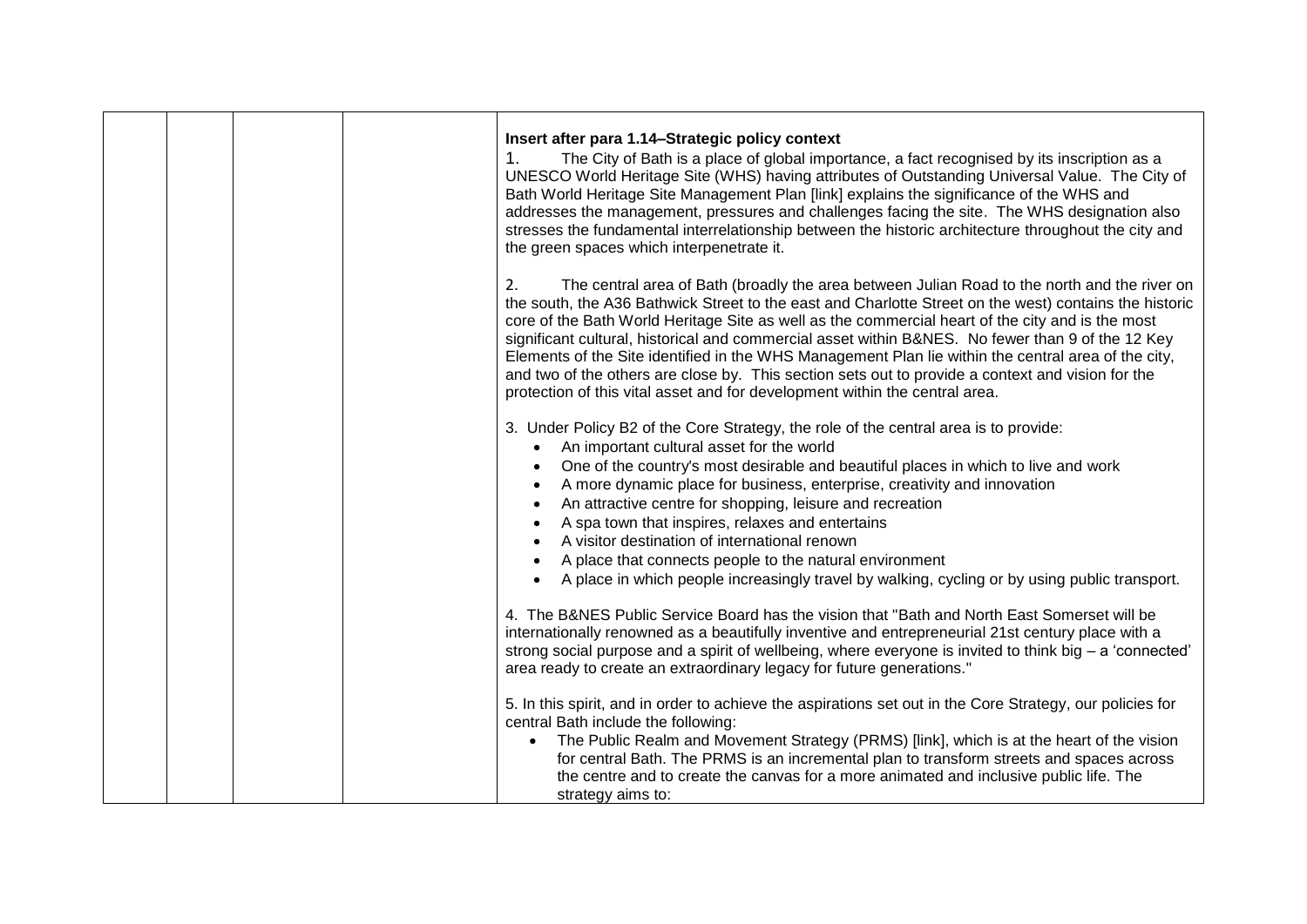| | | | | **Insert after para 1.14–Strategic policy context**<br>1. The City of Bath is a place of global importance, a fact recognised by its inscription as a UNESCO World Heritage Site (WHS) having attributes of Outstanding Universal Value. The City of Bath World Heritage Site Management Plan [link] explains the significance of the WHS and addresses the management, pressures and challenges facing the site. The WHS designation also stresses the fundamental interrelationship between the historic architecture throughout the city and the green spaces which interpenetrate it.<br><br>2. The central area of Bath (broadly the area between Julian Road to the north and the river on the south, the A36 Bathwick Street to the east and Charlotte Street on the west) contains the historic core of the Bath World Heritage Site as well as the commercial heart of the city and is the most significant cultural, historical and commercial asset within B&NES. No fewer than 9 of the 12 Key Elements of the Site identified in the WHS Management Plan lie within the central area of the city, and two of the others are close by. This section sets out to provide a context and vision for the protection of this vital asset and for development within the central area.<br><br>3. Under Policy B2 of the Core Strategy, the role of the central area is to provide:<br>• An important cultural asset for the world<br>• One of the country's most desirable and beautiful places in which to live and work<br>• A more dynamic place for business, enterprise, creativity and innovation<br>• An attractive centre for shopping, leisure and recreation<br>• A spa town that inspires, relaxes and entertains<br>• A visitor destination of international renown<br>• A place that connects people to the natural environment<br>• A place in which people increasingly travel by walking, cycling or by using public transport.<br><br>4. The B&NES Public Service Board has the vision that "Bath and North East Somerset will be internationally renowned as a beautifully inventive and entrepreneurial 21st century place with a strong social purpose and a spirit of wellbeing, where everyone is invited to think big – a 'connected' area ready to create an extraordinary legacy for future generations."<br><br>5. In this spirit, and in order to achieve the aspirations set out in the Core Strategy, our policies for central Bath include the following:<br>• The Public Realm and Movement Strategy (PRMS) [link], which is at the heart of the vision for central Bath. The PRMS is an incremental plan to transform streets and spaces across the centre and to create the canvas for a more animated and inclusive public life. The strategy aims to: |
|---|---|---|---|---|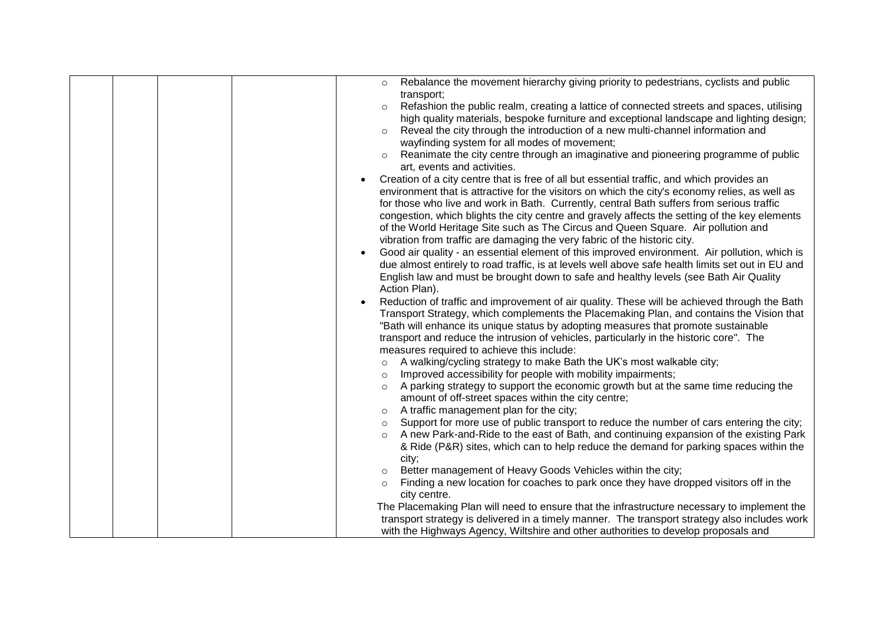| | | | | |
|---|---|---|---|---|
| | | | | <ul><li>Rebalance the movement hierarchy giving priority to pedestrians, cyclists and public transport;</li><li>Refashion the public realm, creating a lattice of connected streets and spaces, utilising high quality materials, bespoke furniture and exceptional landscape and lighting design;</li><li>Reveal the city through the introduction of a new multi-channel information and wayfinding system for all modes of movement;</li><li>Reanimate the city centre through an imaginative and pioneering programme of public art, events and activities.</li></ul><ul><li>Creation of a city centre that is free of all but essential traffic, and which provides an environment that is attractive for the visitors on which the city's economy relies, as well as for those who live and work in Bath. Currently, central Bath suffers from serious traffic congestion, which blights the city centre and gravely affects the setting of the key elements of the World Heritage Site such as The Circus and Queen Square. Air pollution and vibration from traffic are damaging the very fabric of the historic city.</li><li>Good air quality - an essential element of this improved environment. Air pollution, which is due almost entirely to road traffic, is at levels well above safe health limits set out in EU and English law and must be brought down to safe and healthy levels (see Bath Air Quality Action Plan).</li><li>Reduction of traffic and improvement of air quality. These will be achieved through the Bath Transport Strategy, which complements the Placemaking Plan, and contains the Vision that "Bath will enhance its unique status by adopting measures that promote sustainable transport and reduce the intrusion of vehicles, particularly in the historic core". The measures required to achieve this include:<ul><li>A walking/cycling strategy to make Bath the UK's most walkable city;</li><li>Improved accessibility for people with mobility impairments;</li><li>A parking strategy to support the economic growth but at the same time reducing the amount of off-street spaces within the city centre;</li><li>A traffic management plan for the city;</li><li>Support for more use of public transport to reduce the number of cars entering the city;</li><li>A new Park-and-Ride to the east of Bath, and continuing expansion of the existing Park & Ride (P&R) sites, which can to help reduce the demand for parking spaces within the city;</li><li>Better management of Heavy Goods Vehicles within the city;</li><li>Finding a new location for coaches to park once they have dropped visitors off in the city centre.</li></ul></li></ul>The Placemaking Plan will need to ensure that the infrastructure necessary to implement the transport strategy is delivered in a timely manner. The transport strategy also includes work with the Highways Agency, Wiltshire and other authorities to develop proposals and |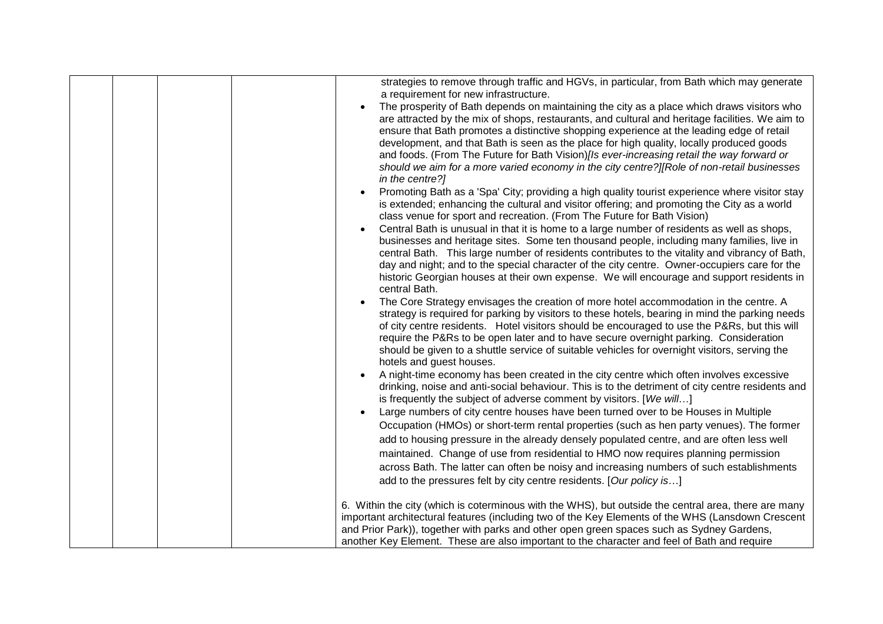| | | | | |
|---|---|---|---|---|
| | | | | strategies to remove through traffic and HGVs, in particular, from Bath which may generate a requirement for new infrastructure.<br>• The prosperity of Bath depends on maintaining the city as a place which draws visitors who are attracted by the mix of shops, restaurants, and cultural and heritage facilities. We aim to ensure that Bath promotes a distinctive shopping experience at the leading edge of retail development, and that Bath is seen as the place for high quality, locally produced goods and foods. (From The Future for Bath Vision)*[Is ever-increasing retail the way forward or should we aim for a more varied economy in the city centre?][Role of non-retail businesses in the centre?]*<br>• Promoting Bath as a 'Spa' City; providing a high quality tourist experience where visitor stay is extended; enhancing the cultural and visitor offering; and promoting the City as a world class venue for sport and recreation. (From The Future for Bath Vision)<br>• Central Bath is unusual in that it is home to a large number of residents as well as shops, businesses and heritage sites. Some ten thousand people, including many families, live in central Bath. This large number of residents contributes to the vitality and vibrancy of Bath, day and night; and to the special character of the city centre. Owner-occupiers care for the historic Georgian houses at their own expense. We will encourage and support residents in central Bath.<br>• The Core Strategy envisages the creation of more hotel accommodation in the centre. A strategy is required for parking by visitors to these hotels, bearing in mind the parking needs of city centre residents. Hotel visitors should be encouraged to use the P&Rs, but this will require the P&Rs to be open later and to have secure overnight parking. Consideration should be given to a shuttle service of suitable vehicles for overnight visitors, serving the hotels and guest houses.<br>• A night-time economy has been created in the city centre which often involves excessive drinking, noise and anti-social behaviour. This is to the detriment of city centre residents and is frequently the subject of adverse comment by visitors. [*We will…*]<br>• Large numbers of city centre houses have been turned over to be Houses in Multiple Occupation (HMOs) or short-term rental properties (such as hen party venues). The former add to housing pressure in the already densely populated centre, and are often less well maintained. Change of use from residential to HMO now requires planning permission across Bath. The latter can often be noisy and increasing numbers of such establishments add to the pressures felt by city centre residents. [*Our policy is*…]<br><br>6. Within the city (which is coterminous with the WHS), but outside the central area, there are many important architectural features (including two of the Key Elements of the WHS (Lansdown Crescent and Prior Park)), together with parks and other open green spaces such as Sydney Gardens, another Key Element. These are also important to the character and feel of Bath and require |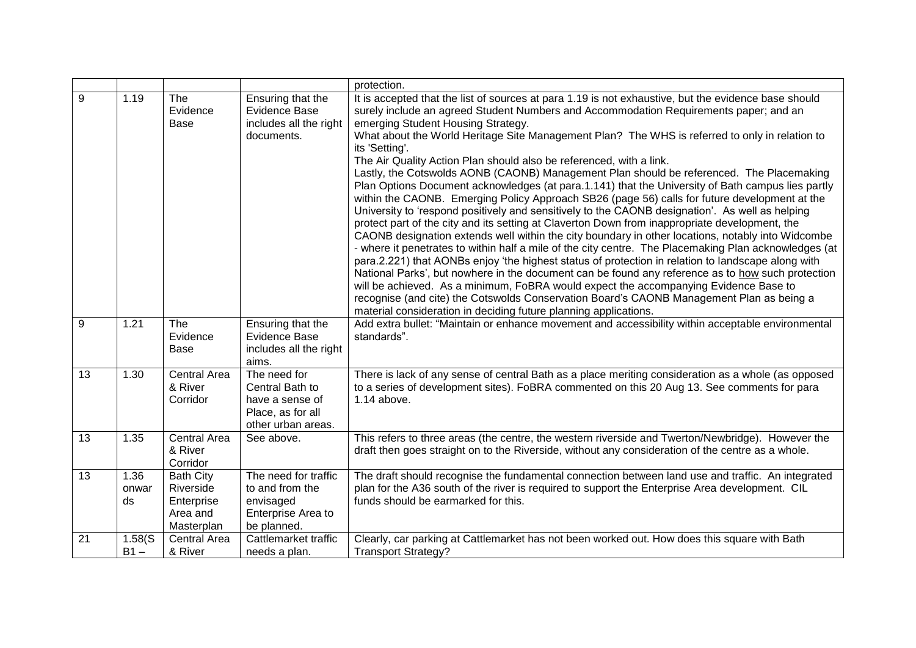| | | | | |
|---|---|---|---|---|
| | | | | protection. |
| 9 | 1.19 | The Evidence Base | Ensuring that the Evidence Base includes all the right documents. | It is accepted that the list of sources at para 1.19 is not exhaustive, but the evidence base should surely include an agreed Student Numbers and Accommodation Requirements paper; and an emerging Student Housing Strategy.<br>What about the World Heritage Site Management Plan? The WHS is referred to only in relation to its 'Setting'.<br>The Air Quality Action Plan should also be referenced, with a link.<br>Lastly, the Cotswolds AONB (CAONB) Management Plan should be referenced. The Placemaking Plan Options Document acknowledges (at para.1.141) that the University of Bath campus lies partly within the CAONB. Emerging Policy Approach SB26 (page 56) calls for future development at the University to 'respond positively and sensitively to the CAONB designation'. As well as helping protect part of the city and its setting at Claverton Down from inappropriate development, the CAONB designation extends well within the city boundary in other locations, notably into Widcombe - where it penetrates to within half a mile of the city centre. The Placemaking Plan acknowledges (at para.2.221) that AONBs enjoy 'the highest status of protection in relation to landscape along with National Parks', but nowhere in the document can be found any reference as to how such protection will be achieved. As a minimum, FoBRA would expect the accompanying Evidence Base to recognise (and cite) the Cotswolds Conservation Board's CAONB Management Plan as being a material consideration in deciding future planning applications. |
| 9 | 1.21 | The Evidence Base | Ensuring that the Evidence Base includes all the right aims. | Add extra bullet: "Maintain or enhance movement and accessibility within acceptable environmental standards". |
| 13 | 1.30 | Central Area & River Corridor | The need for Central Bath to have a sense of Place, as for all other urban areas. | There is lack of any sense of central Bath as a place meriting consideration as a whole (as opposed to a series of development sites). FoBRA commented on this 20 Aug 13. See comments for para 1.14 above. |
| 13 | 1.35 | Central Area & River Corridor | See above. | This refers to three areas (the centre, the western riverside and Twerton/Newbridge). However the draft then goes straight on to the Riverside, without any consideration of the centre as a whole. |
| 13 | 1.36 onwards | Bath City Riverside Enterprise Area and Masterplan | The need for traffic to and from the envisaged Enterprise Area to be planned. | The draft should recognise the fundamental connection between land use and traffic. An integrated plan for the A36 south of the river is required to support the Enterprise Area development. CIL funds should be earmarked for this. |
| 21 | 1.58(SB1 – | Central Area & River | Cattlemarket traffic needs a plan. | Clearly, car parking at Cattlemarket has not been worked out. How does this square with Bath Transport Strategy? |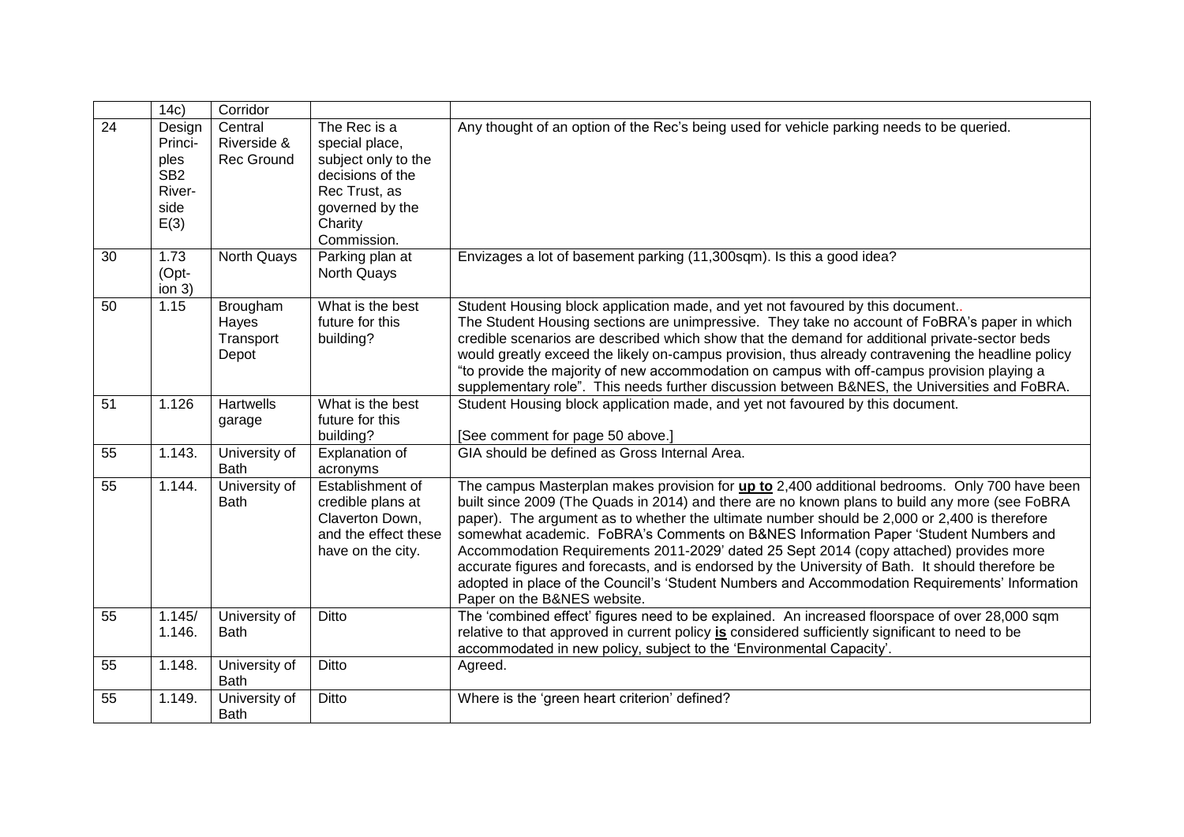| | 14c) | Corridor | | |
|---|---|---|---|---|
| 24 | Design Princi-ples SB2 River-side E(3) | Central Riverside & Rec Ground | The Rec is a special place, subject only to the decisions of the Rec Trust, as governed by the Charity Commission. | Any thought of an option of the Rec's being used for vehicle parking needs to be queried. |
| 30 | 1.73 (Opt-ion 3) | North Quays | Parking plan at North Quays | Envizages a lot of basement parking (11,300sqm). Is this a good idea? |
| 50 | 1.15 | Brougham Hayes Transport Depot | What is the best future for this building? | Student Housing block application made, and yet not favoured by this document.. The Student Housing sections are unimpressive. They take no account of FoBRA's paper in which credible scenarios are described which show that the demand for additional private-sector beds would greatly exceed the likely on-campus provision, thus already contravening the headline policy "to provide the majority of new accommodation on campus with off-campus provision playing a supplementary role". This needs further discussion between B&NES, the Universities and FoBRA. |
| 51 | 1.126 | Hartwells garage | What is the best future for this building? | Student Housing block application made, and yet not favoured by this document. [See comment for page 50 above.] |
| 55 | 1.143. | University of Bath | Explanation of acronyms | GIA should be defined as Gross Internal Area. |
| 55 | 1.144. | University of Bath | Establishment of credible plans at Claverton Down, and the effect these have on the city. | The campus Masterplan makes provision for **up to** 2,400 additional bedrooms. Only 700 have been built since 2009 (The Quads in 2014) and there are no known plans to build any more (see FoBRA paper). The argument as to whether the ultimate number should be 2,000 or 2,400 is therefore somewhat academic. FoBRA's Comments on B&NES Information Paper 'Student Numbers and Accommodation Requirements 2011-2029' dated 25 Sept 2014 (copy attached) provides more accurate figures and forecasts, and is endorsed by the University of Bath. It should therefore be adopted in place of the Council's 'Student Numbers and Accommodation Requirements' Information Paper on the B&NES website. |
| 55 | 1.145/ 1.146. | University of Bath | Ditto | The 'combined effect' figures need to be explained. An increased floorspace of over 28,000 sqm relative to that approved in current policy **is** considered sufficiently significant to need to be accommodated in new policy, subject to the 'Environmental Capacity'. |
| 55 | 1.148. | University of Bath | Ditto | Agreed. |
| 55 | 1.149. | University of Bath | Ditto | Where is the 'green heart criterion' defined? |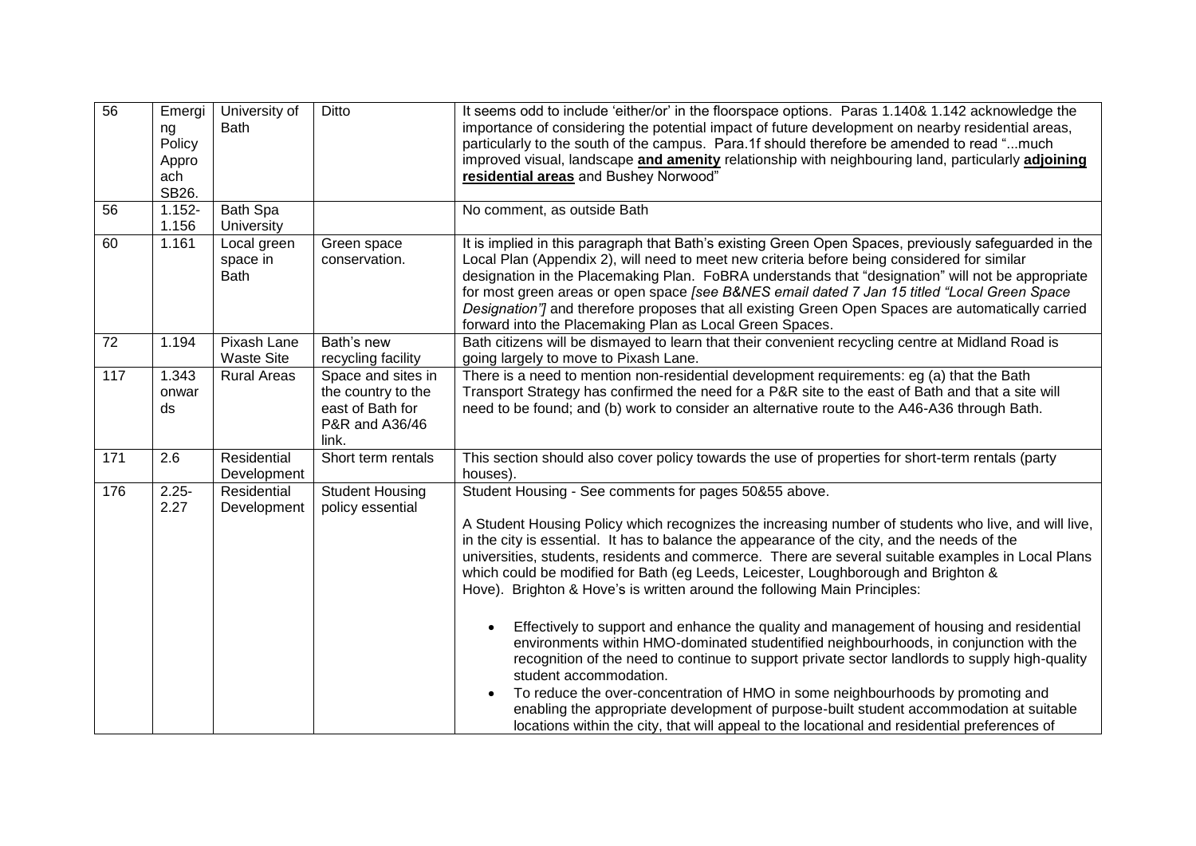| 56 | Emerging Policy Approach SB26. | University of Bath | Ditto | It seems odd to include 'either/or' in the floorspace options. Paras 1.140& 1.142 acknowledge the importance of considering the potential impact of future development on nearby residential areas, particularly to the south of the campus. Para.1f should therefore be amended to read "...much improved visual, landscape **<u>and amenity</u>** relationship with neighbouring land, particularly **<u>adjoining residential areas</u>** and Bushey Norwood" |
|---|---|---|---|---|
| 56 | 1.152-1.156 | Bath Spa University | | No comment, as outside Bath |
| 60 | 1.161 | Local green space in Bath | Green space conservation. | It is implied in this paragraph that Bath's existing Green Open Spaces, previously safeguarded in the Local Plan (Appendix 2), will need to meet new criteria before being considered for similar designation in the Placemaking Plan. FoBRA understands that "designation" will not be appropriate for most green areas or open space *[see B&NES email dated 7 Jan 15 titled "Local Green Space Designation"]* and therefore proposes that all existing Green Open Spaces are automatically carried forward into the Placemaking Plan as Local Green Spaces. |
| 72 | 1.194 | Pixash Lane Waste Site | Bath's new recycling facility | Bath citizens will be dismayed to learn that their convenient recycling centre at Midland Road is going largely to move to Pixash Lane. |
| 117 | 1.343 onwards | Rural Areas | Space and sites in the country to the east of Bath for P&R and A36/46 link. | There is a need to mention non-residential development requirements: eg (a) that the Bath Transport Strategy has confirmed the need for a P&R site to the east of Bath and that a site will need to be found; and (b) work to consider an alternative route to the A46-A36 through Bath. |
| 171 | 2.6 | Residential Development | Short term rentals | This section should also cover policy towards the use of properties for short-term rentals (party houses). |
| 176 | 2.25-2.27 | Residential Development | Student Housing policy essential | Student Housing - See comments for pages 50&55 above.<br><br>A Student Housing Policy which recognizes the increasing number of students who live, and will live, in the city is essential. It has to balance the appearance of the city, and the needs of the universities, students, residents and commerce. There are several suitable examples in Local Plans which could be modified for Bath (eg Leeds, Leicester, Loughborough and Brighton & Hove). Brighton & Hove's is written around the following Main Principles:<br><br>• Effectively to support and enhance the quality and management of housing and residential environments within HMO-dominated studentified neighbourhoods, in conjunction with the recognition of the need to continue to support private sector landlords to supply high-quality student accommodation.<br>• To reduce the over-concentration of HMO in some neighbourhoods by promoting and enabling the appropriate development of purpose-built student accommodation at suitable locations within the city, that will appeal to the locational and residential preferences of |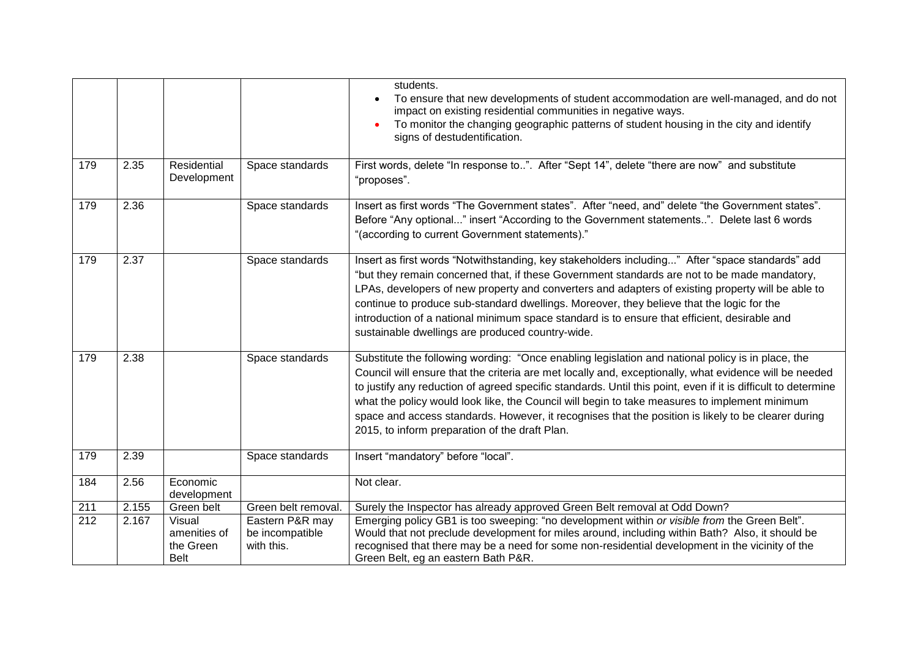|  |  |  |  |  |
|---|---|---|---|---|
|  |  |  |  | students. <br>• To ensure that new developments of student accommodation are well-managed, and do not impact on existing residential communities in negative ways. <br>• To monitor the changing geographic patterns of student housing in the city and identify signs of destudentification. |
| 179 | 2.35 | Residential Development | Space standards | First words, delete "In response to..". After "Sept 14", delete "there are now" and substitute "proposes". |
| 179 | 2.36 |  | Space standards | Insert as first words "The Government states". After "need, and" delete "the Government states". Before "Any optional..." insert "According to the Government statements..". Delete last 6 words "(according to current Government statements)." |
| 179 | 2.37 |  | Space standards | Insert as first words "Notwithstanding, key stakeholders including..." After "space standards" add "but they remain concerned that, if these Government standards are not to be made mandatory, LPAs, developers of new property and converters and adapters of existing property will be able to continue to produce sub-standard dwellings. Moreover, they believe that the logic for the introduction of a national minimum space standard is to ensure that efficient, desirable and sustainable dwellings are produced country-wide. |
| 179 | 2.38 |  | Space standards | Substitute the following wording: "Once enabling legislation and national policy is in place, the Council will ensure that the criteria are met locally and, exceptionally, what evidence will be needed to justify any reduction of agreed specific standards. Until this point, even if it is difficult to determine what the policy would look like, the Council will begin to take measures to implement minimum space and access standards. However, it recognises that the position is likely to be clearer during 2015, to inform preparation of the draft Plan. |
| 179 | 2.39 |  | Space standards | Insert "mandatory" before "local". |
| 184 | 2.56 | Economic development |  | Not clear. |
| 211 | 2.155 | Green belt | Green belt removal. | Surely the Inspector has already approved Green Belt removal at Odd Down? |
| 212 | 2.167 | Visual amenities of the Green Belt | Eastern P&R may be incompatible with this. | Emerging policy GB1 is too sweeping: "no development within *or visible from* the Green Belt". Would that not preclude development for miles around, including within Bath? Also, it should be recognised that there may be a need for some non-residential development in the vicinity of the Green Belt, eg an eastern Bath P&R. |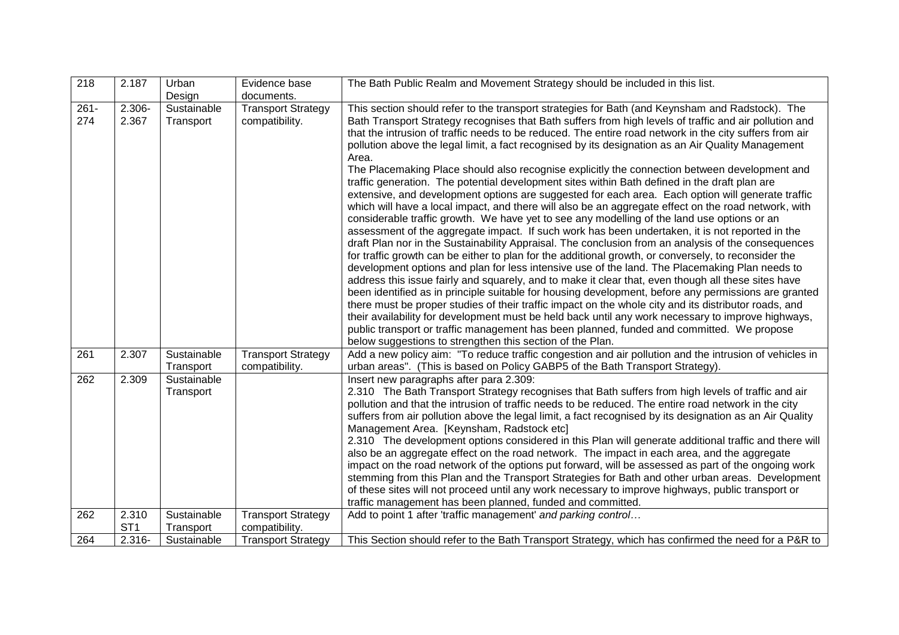| 218 | 2.187 | Urban Design | Evidence base documents. | The Bath Public Realm and Movement Strategy should be included in this list. |
|---|---|---|---|---|
| 261-274 | 2.306-2.367 | Sustainable Transport | Transport Strategy compatibility. | This section should refer to the transport strategies for Bath (and Keynsham and Radstock). The Bath Transport Strategy recognises that Bath suffers from high levels of traffic and air pollution and that the intrusion of traffic needs to be reduced. The entire road network in the city suffers from air pollution above the legal limit, a fact recognised by its designation as an Air Quality Management Area.<br>The Placemaking Place should also recognise explicitly the connection between development and traffic generation. The potential development sites within Bath defined in the draft plan are extensive, and development options are suggested for each area. Each option will generate traffic which will have a local impact, and there will also be an aggregate effect on the road network, with considerable traffic growth. We have yet to see any modelling of the land use options or an assessment of the aggregate impact. If such work has been undertaken, it is not reported in the draft Plan nor in the Sustainability Appraisal. The conclusion from an analysis of the consequences for traffic growth can be either to plan for the additional growth, or conversely, to reconsider the development options and plan for less intensive use of the land. The Placemaking Plan needs to address this issue fairly and squarely, and to make it clear that, even though all these sites have been identified as in principle suitable for housing development, before any permissions are granted there must be proper studies of their traffic impact on the whole city and its distributor roads, and their availability for development must be held back until any work necessary to improve highways, public transport or traffic management has been planned, funded and committed. We propose below suggestions to strengthen this section of the Plan. |
| 261 | 2.307 | Sustainable Transport | Transport Strategy compatibility. | Add a new policy aim: "To reduce traffic congestion and air pollution and the intrusion of vehicles in urban areas". (This is based on Policy GABP5 of the Bath Transport Strategy). |
| 262 | 2.309 | Sustainable Transport | | Insert new paragraphs after para 2.309:<br>2.310 The Bath Transport Strategy recognises that Bath suffers from high levels of traffic and air pollution and that the intrusion of traffic needs to be reduced. The entire road network in the city suffers from air pollution above the legal limit, a fact recognised by its designation as an Air Quality Management Area. [Keynsham, Radstock etc]<br>2.310 The development options considered in this Plan will generate additional traffic and there will also be an aggregate effect on the road network. The impact in each area, and the aggregate impact on the road network of the options put forward, will be assessed as part of the ongoing work stemming from this Plan and the Transport Strategies for Bath and other urban areas. Development of these sites will not proceed until any work necessary to improve highways, public transport or traffic management has been planned, funded and committed. |
| 262 | 2.310 ST1 | Sustainable Transport | Transport Strategy compatibility. | Add to point 1 after 'traffic management' *and parking control…* |
| 264 | 2.316- | Sustainable | Transport Strategy | This Section should refer to the Bath Transport Strategy, which has confirmed the need for a P&R to |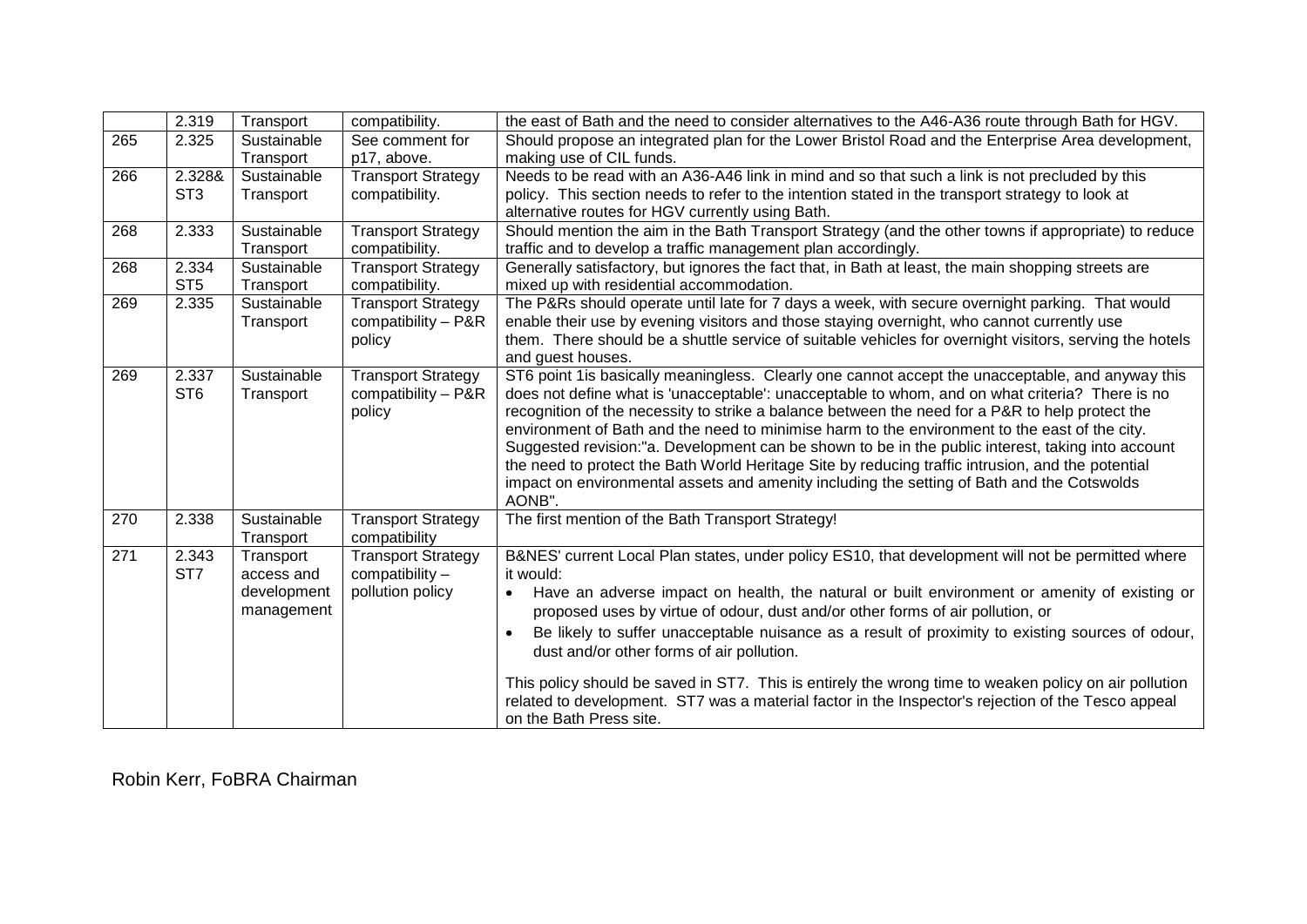| | | | | |
|---|---|---|---|---|
| | 2.319 | Transport | compatibility. | the east of Bath and the need to consider alternatives to the A46-A36 route through Bath for HGV. |
| 265 | 2.325 | Sustainable Transport | See comment for p17, above. | Should propose an integrated plan for the Lower Bristol Road and the Enterprise Area development, making use of CIL funds. |
| 266 | 2.328& ST3 | Sustainable Transport | Transport Strategy compatibility. | Needs to be read with an A36-A46 link in mind and so that such a link is not precluded by this policy. This section needs to refer to the intention stated in the transport strategy to look at alternative routes for HGV currently using Bath. |
| 268 | 2.333 | Sustainable Transport | Transport Strategy compatibility. | Should mention the aim in the Bath Transport Strategy (and the other towns if appropriate) to reduce traffic and to develop a traffic management plan accordingly. |
| 268 | 2.334 ST5 | Sustainable Transport | Transport Strategy compatibility. | Generally satisfactory, but ignores the fact that, in Bath at least, the main shopping streets are mixed up with residential accommodation. |
| 269 | 2.335 | Sustainable Transport | Transport Strategy compatibility – P&R policy | The P&Rs should operate until late for 7 days a week, with secure overnight parking. That would enable their use by evening visitors and those staying overnight, who cannot currently use them. There should be a shuttle service of suitable vehicles for overnight visitors, serving the hotels and guest houses. |
| 269 | 2.337 ST6 | Sustainable Transport | Transport Strategy compatibility – P&R policy | ST6 point 1is basically meaningless. Clearly one cannot accept the unacceptable, and anyway this does not define what is 'unacceptable': unacceptable to whom, and on what criteria? There is no recognition of the necessity to strike a balance between the need for a P&R to help protect the environment of Bath and the need to minimise harm to the environment to the east of the city. Suggested revision:"a. Development can be shown to be in the public interest, taking into account the need to protect the Bath World Heritage Site by reducing traffic intrusion, and the potential impact on environmental assets and amenity including the setting of Bath and the Cotswolds AONB". |
| 270 | 2.338 | Sustainable Transport | Transport Strategy compatibility | The first mention of the Bath Transport Strategy! |
| 271 | 2.343 ST7 | Transport access and development management | Transport Strategy compatibility – pollution policy | B&NES' current Local Plan states, under policy ES10, that development will not be permitted where it would:<br>• Have an adverse impact on health, the natural or built environment or amenity of existing or proposed uses by virtue of odour, dust and/or other forms of air pollution, or<br>• Be likely to suffer unacceptable nuisance as a result of proximity to existing sources of odour, dust and/or other forms of air pollution.<br><br>This policy should be saved in ST7. This is entirely the wrong time to weaken policy on air pollution related to development. ST7 was a material factor in the Inspector's rejection of the Tesco appeal on the Bath Press site. |

Robin Kerr, FoBRA Chairman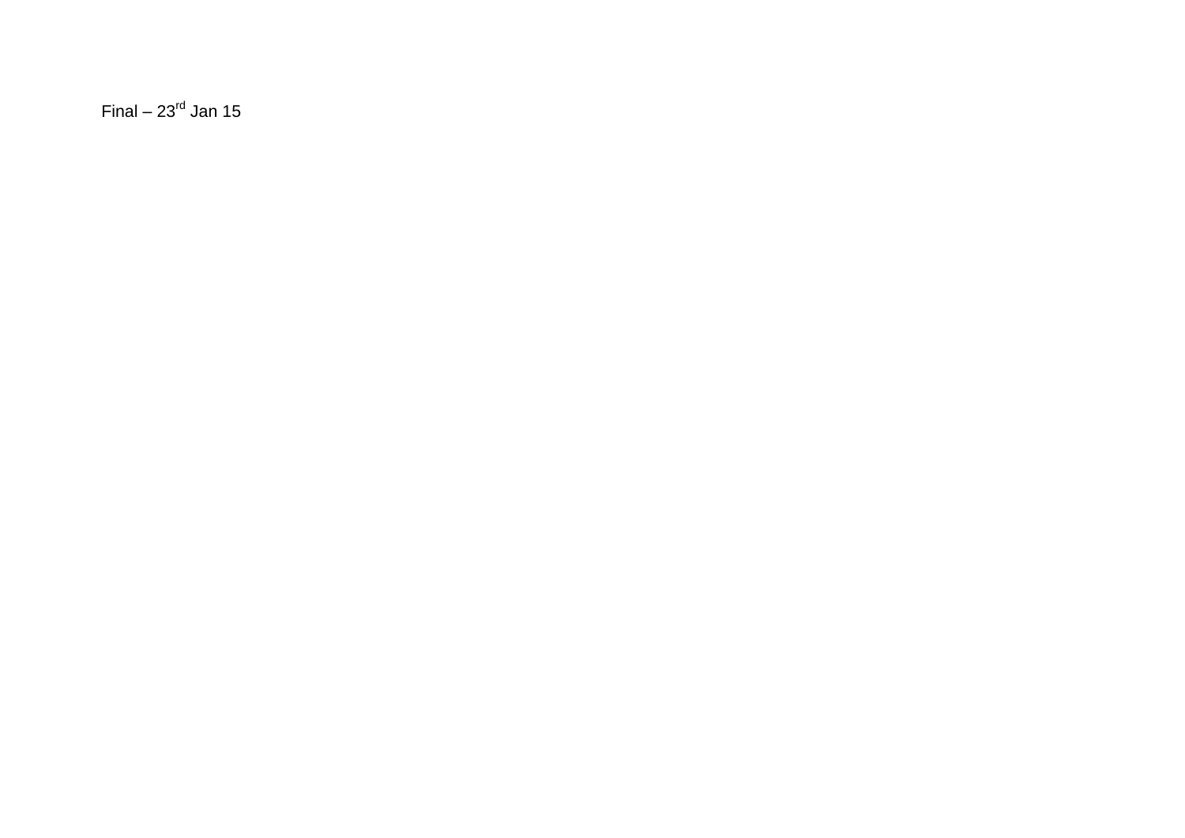Final – 23rd Jan 15